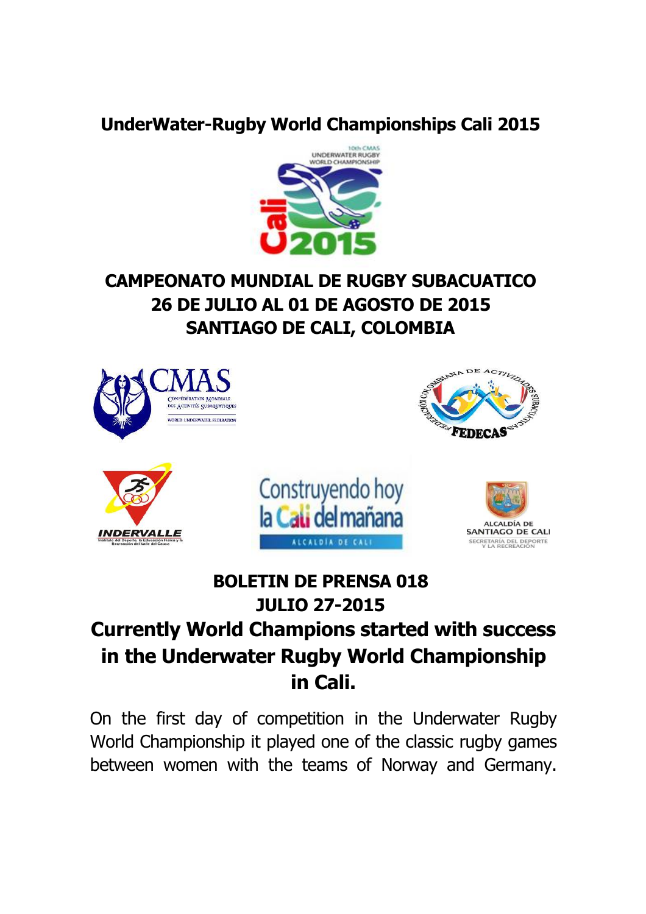# UnderWater-Rugby World Championships Cali 2015

## CAMPEONATO MUNDIAL DE RUGBY SUBACUATICO
## 26 DE JULIO AL 01 DE AGOSTO DE 2015
## SANTIAGO DE CALI, COLOMBIA

**BOLETIN DE PRENSA 018**
**JULIO 27-2015**

## Currently World Champions started with success in the Underwater Rugby World Championship in Cali.

On the first day of competition in the Underwater Rugby World Championship it played one of the classic rugby games between women with the teams of Norway and Germany.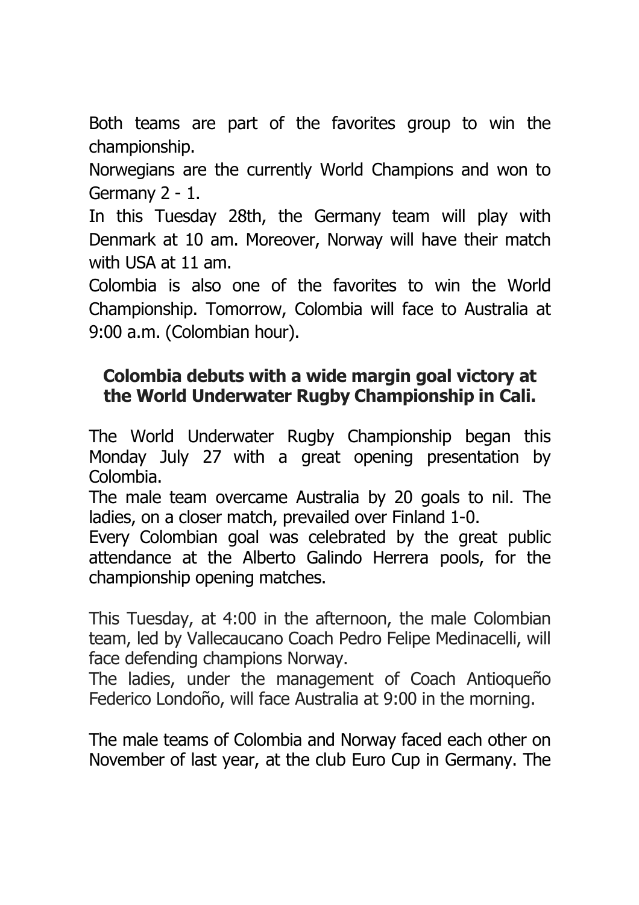Both teams are part of the favorites group to win the championship.

Norwegians are the currently World Champions and won to Germany 2 - 1.

In this Tuesday 28th, the Germany team will play with Denmark at 10 am. Moreover, Norway will have their match with USA at 11 am.

Colombia is also one of the favorites to win the World Championship. Tomorrow, Colombia will face to Australia at 9:00 a.m. (Colombian hour).

## Colombia debuts with a wide margin goal victory at the World Underwater Rugby Championship in Cali.

The World Underwater Rugby Championship began this Monday July 27 with a great opening presentation by Colombia.

The male team overcame Australia by 20 goals to nil. The ladies, on a closer match, prevailed over Finland 1-0.

Every Colombian goal was celebrated by the great public attendance at the Alberto Galindo Herrera pools, for the championship opening matches.

This Tuesday, at 4:00 in the afternoon, the male Colombian team, led by Vallecaucano Coach Pedro Felipe Medinacelli, will face defending champions Norway.

The ladies, under the management of Coach Antioqueño Federico Londoño, will face Australia at 9:00 in the morning.

The male teams of Colombia and Norway faced each other on November of last year, at the club Euro Cup in Germany. The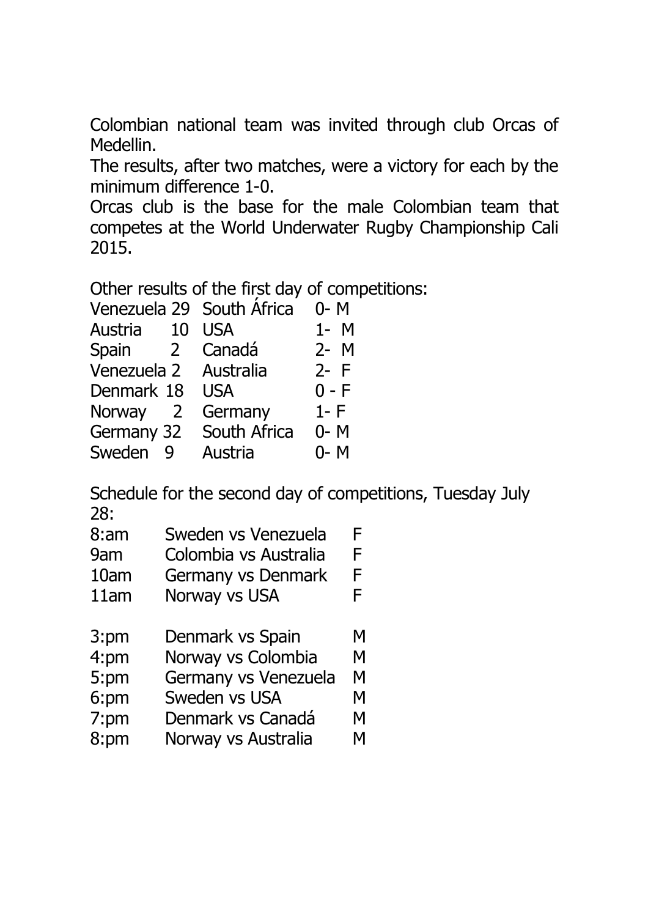Colombian national team was invited through club Orcas of Medellin.

The results, after two matches, were a victory for each by the minimum difference 1-0.

Orcas club is the base for the male Colombian team that competes at the World Underwater Rugby Championship Cali 2015.

Other results of the first day of competitions:

| | | | | |
|---|---|---|---|---|
| Venezuela | 29 | South África | 0- | M |
| Austria | 10 | USA | 1- | M |
| Spain | 2 | Canadá | 2- | M |
| Venezuela | 2 | Australia | 2- | F |
| Denmark | 18 | USA | 0 - | F |
| Norway | 2 | Germany | 1- | F |
| Germany | 32 | South Africa | 0- | M |
| Sweden | 9 | Austria | 0- | M |

Schedule for the second day of competitions, Tuesday July 28:

| | | |
|---|---|---|
| 8:am | Sweden vs Venezuela | F |
| 9am | Colombia vs Australia | F |
| 10am | Germany vs Denmark | F |
| 11am | Norway vs USA | F |
| 3:pm | Denmark vs Spain | M |
| 4:pm | Norway vs Colombia | M |
| 5:pm | Germany vs Venezuela | M |
| 6:pm | Sweden vs USA | M |
| 7:pm | Denmark vs Canadá | M |
| 8:pm | Norway vs Australia | M |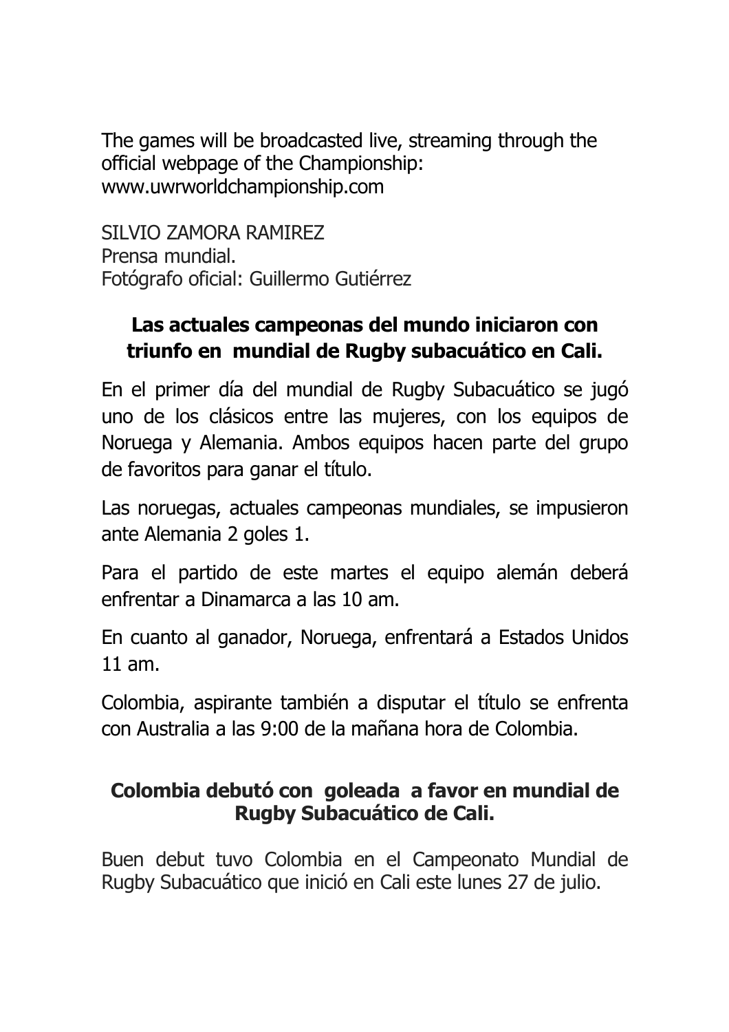The games will be broadcasted live, streaming through the official webpage of the Championship: www.uwrworldchampionship.com

SILVIO ZAMORA RAMIREZ
Prensa mundial.
Fotógrafo oficial: Guillermo Gutiérrez

## Las actuales campeonas del mundo iniciaron con triunfo en mundial de Rugby subacuático en Cali.

En el primer día del mundial de Rugby Subacuático se jugó uno de los clásicos entre las mujeres, con los equipos de Noruega y Alemania. Ambos equipos hacen parte del grupo de favoritos para ganar el título.

Las noruegas, actuales campeonas mundiales, se impusieron ante Alemania 2 goles 1.

Para el partido de este martes el equipo alemán deberá enfrentar a Dinamarca a las 10 am.

En cuanto al ganador, Noruega, enfrentará a Estados Unidos 11 am.

Colombia, aspirante también a disputar el título se enfrenta con Australia a las 9:00 de la mañana hora de Colombia.

## Colombia debutó con goleada a favor en mundial de Rugby Subacuático de Cali.

Buen debut tuvo Colombia en el Campeonato Mundial de Rugby Subacuático que inició en Cali este lunes 27 de julio.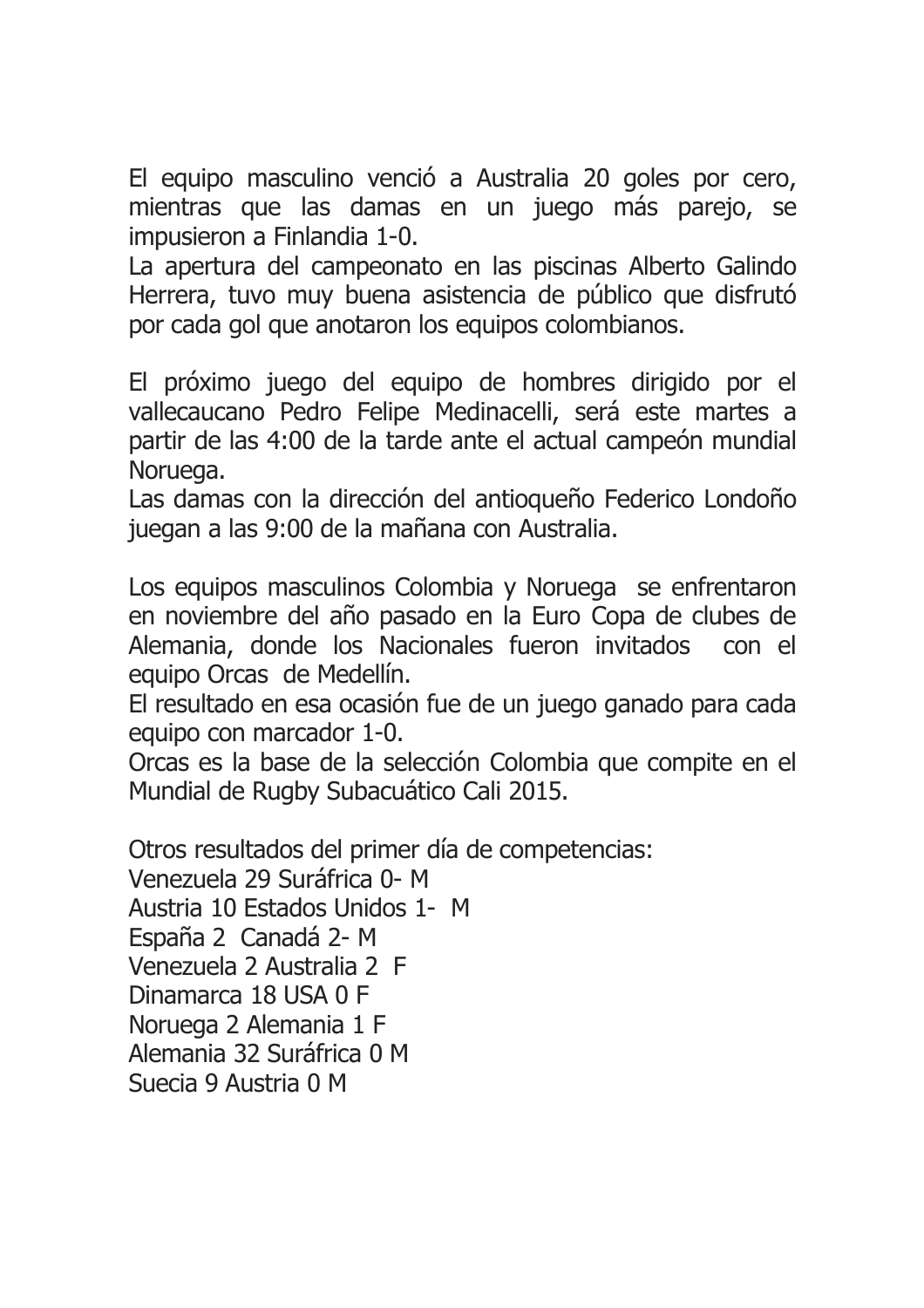El equipo masculino venció a Australia 20 goles por cero, mientras que las damas en un juego más parejo, se impusieron a Finlandia 1-0.
La apertura del campeonato en las piscinas Alberto Galindo Herrera, tuvo muy buena asistencia de público que disfrutó por cada gol que anotaron los equipos colombianos.

El próximo juego del equipo de hombres dirigido por el vallecaucano Pedro Felipe Medinacelli, será este martes a partir de las 4:00 de la tarde ante el actual campeón mundial Noruega.
Las damas con la dirección del antioqueño Federico Londoño juegan a las 9:00 de la mañana con Australia.

Los equipos masculinos Colombia y Noruega se enfrentaron en noviembre del año pasado en la Euro Copa de clubes de Alemania, donde los Nacionales fueron invitados con el equipo Orcas de Medellín.
El resultado en esa ocasión fue de un juego ganado para cada equipo con marcador 1-0.
Orcas es la base de la selección Colombia que compite en el Mundial de Rugby Subacuático Cali 2015.

Otros resultados del primer día de competencias:
Venezuela 29 Suráfrica 0- M
Austria 10 Estados Unidos 1- M
España 2 Canadá 2- M
Venezuela 2 Australia 2 F
Dinamarca 18 USA 0 F
Noruega 2 Alemania 1 F
Alemania 32 Suráfrica 0 M
Suecia 9 Austria 0 M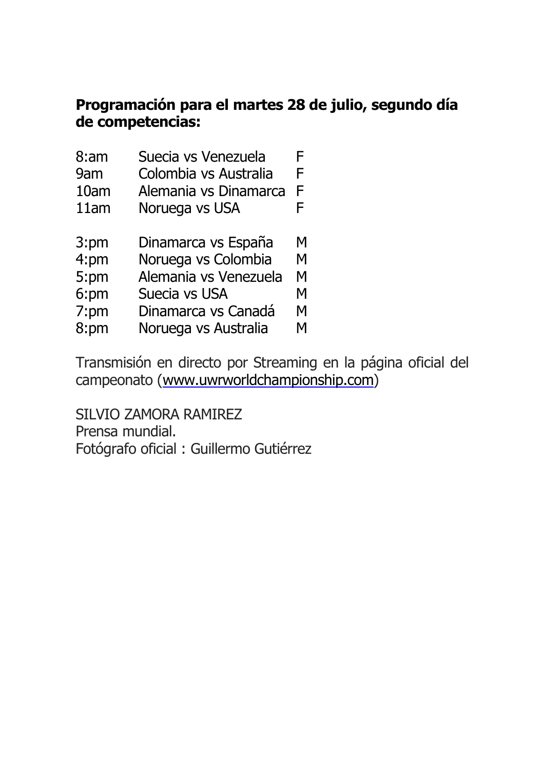**Programación para el martes 28 de julio, segundo día de competencias:**

| | | |
|---|---|---|
| 8:am | Suecia vs Venezuela | F |
| 9am | Colombia vs Australia | F |
| 10am | Alemania vs Dinamarca | F |
| 11am | Noruega vs USA | F |
| | | |
| 3:pm | Dinamarca vs España | M |
| 4:pm | Noruega vs Colombia | M |
| 5:pm | Alemania vs Venezuela | M |
| 6:pm | Suecia vs USA | M |
| 7:pm | Dinamarca vs Canadá | M |
| 8:pm | Noruega vs Australia | M |

Transmisión en directo por Streaming en la página oficial del campeonato (www.uwrworldchampionship.com)

SILVIO ZAMORA RAMIREZ
Prensa mundial.
Fotógrafo oficial : Guillermo Gutiérrez